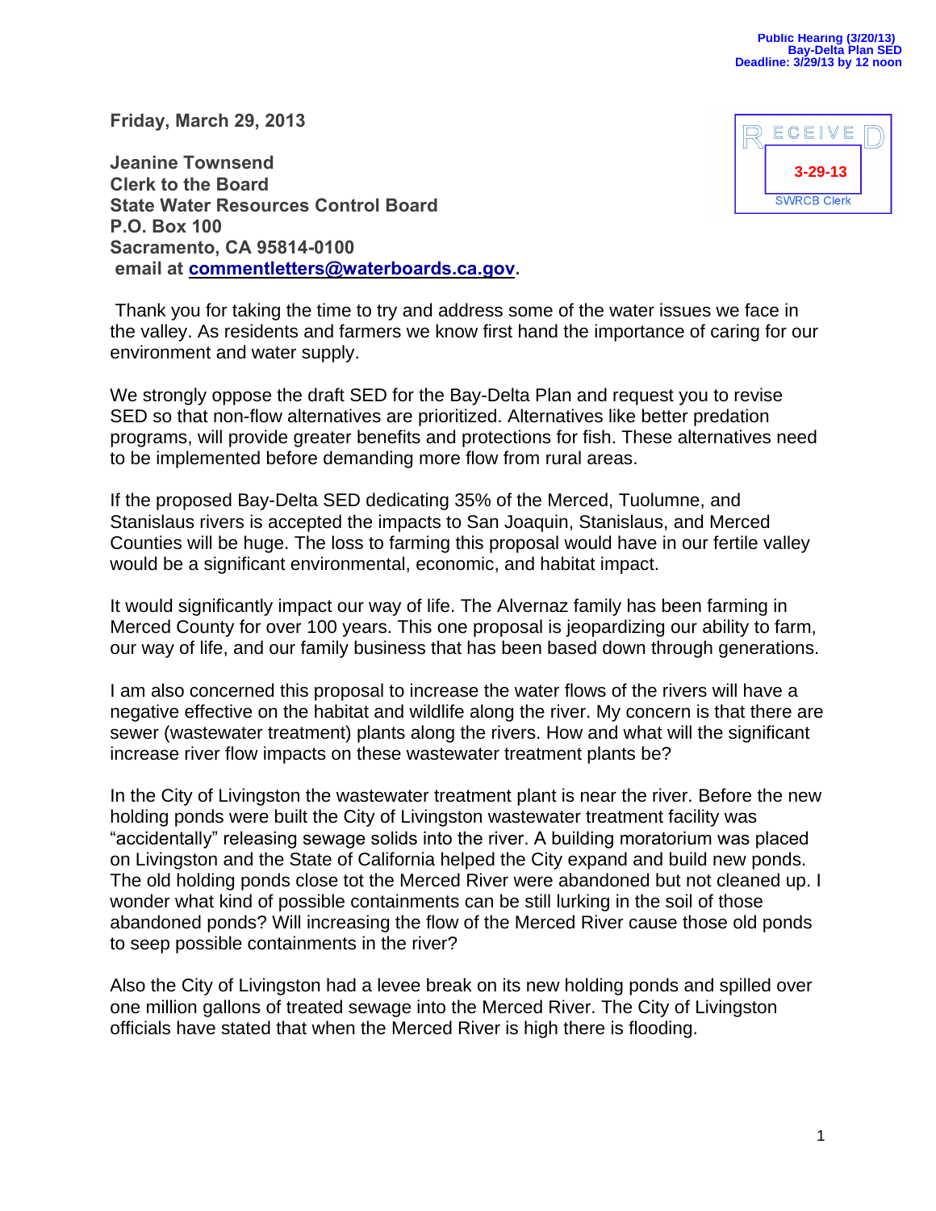Public Hearing (3/20/13)
Bay-Delta Plan SED
Deadline: 3/29/13 by 12 noon

RECEIVED
3-29-13
SWRCB Clerk

**Friday, March 29, 2013**

**Jeanine Townsend**
**Clerk to the Board**
**State Water Resources Control Board**
**P.O. Box 100**
**Sacramento, CA 95814-0100**
**email at commentletters@waterboards.ca.gov.**

Thank you for taking the time to try and address some of the water issues we face in the valley. As residents and farmers we know first hand the importance of caring for our environment and water supply.

We strongly oppose the draft SED for the Bay-Delta Plan and request you to revise SED so that non-flow alternatives are prioritized. Alternatives like better predation programs, will provide greater benefits and protections for fish. These alternatives need to be implemented before demanding more flow from rural areas.

If the proposed Bay-Delta SED dedicating 35% of the Merced, Tuolumne, and Stanislaus rivers is accepted the impacts to San Joaquin, Stanislaus, and Merced Counties will be huge. The loss to farming this proposal would have in our fertile valley would be a significant environmental, economic, and habitat impact.

It would significantly impact our way of life. The Alvernaz family has been farming in Merced County for over 100 years. This one proposal is jeopardizing our ability to farm, our way of life, and our family business that has been based down through generations.

I am also concerned this proposal to increase the water flows of the rivers will have a negative effective on the habitat and wildlife along the river. My concern is that there are sewer (wastewater treatment) plants along the rivers. How and what will the significant increase river flow impacts on these wastewater treatment plants be?

In the City of Livingston the wastewater treatment plant is near the river. Before the new holding ponds were built the City of Livingston wastewater treatment facility was "accidentally" releasing sewage solids into the river. A building moratorium was placed on Livingston and the State of California helped the City expand and build new ponds. The old holding ponds close tot the Merced River were abandoned but not cleaned up. I wonder what kind of possible containments can be still lurking in the soil of those abandoned ponds? Will increasing the flow of the Merced River cause those old ponds to seep possible containments in the river?

Also the City of Livingston had a levee break on its new holding ponds and spilled over one million gallons of treated sewage into the Merced River. The City of Livingston officials have stated that when the Merced River is high there is flooding.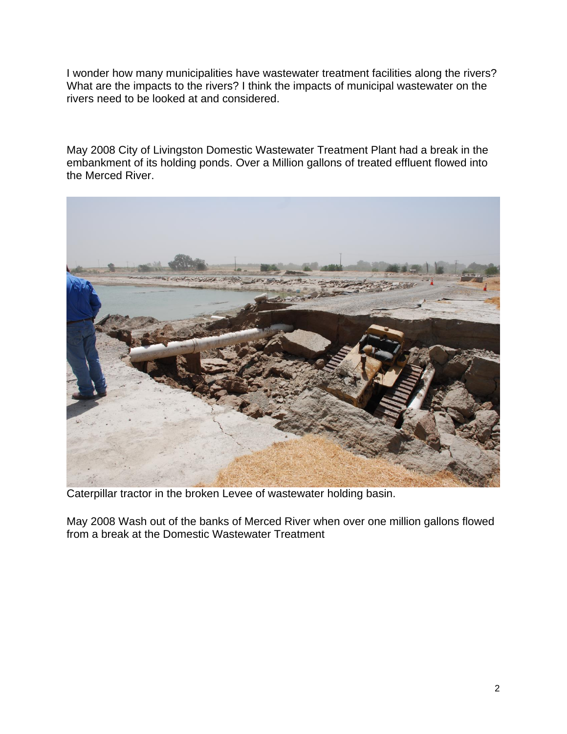I wonder how many municipalities have wastewater treatment facilities along the rivers? What are the impacts to the rivers? I think the impacts of municipal wastewater on the rivers need to be looked at and considered.

May 2008 City of Livingston Domestic Wastewater Treatment Plant had a break in the embankment of its holding ponds. Over a Million gallons of treated effluent flowed into the Merced River.

Caterpillar tractor in the broken Levee of wastewater holding basin.

May 2008 Wash out of the banks of Merced River when over one million gallons flowed from a break at the Domestic Wastewater Treatment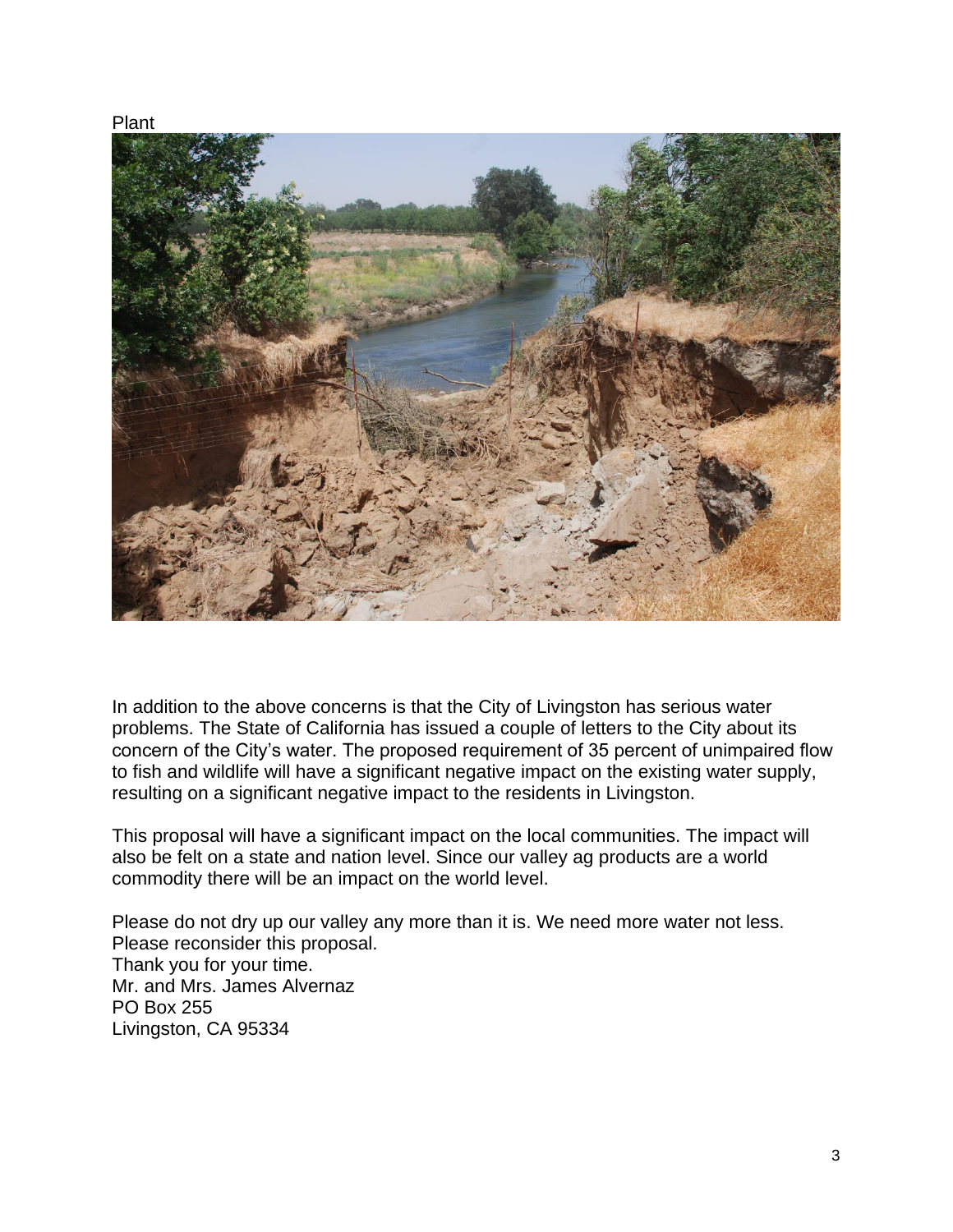Plant

In addition to the above concerns is that the City of Livingston has serious water problems. The State of California has issued a couple of letters to the City about its concern of the City's water. The proposed requirement of 35 percent of unimpaired flow to fish and wildlife will have a significant negative impact on the existing water supply, resulting on a significant negative impact to the residents in Livingston.

This proposal will have a significant impact on the local communities. The impact will also be felt on a state and nation level. Since our valley ag products are a world commodity there will be an impact on the world level.

Please do not dry up our valley any more than it is. We need more water not less. Please reconsider this proposal.
Thank you for your time.
Mr. and Mrs. James Alvernaz
PO Box 255
Livingston, CA 95334